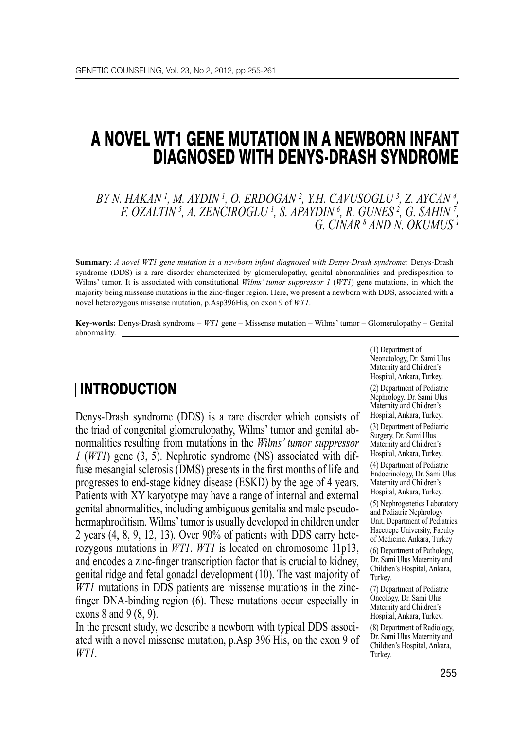# A NOVEL WT1 GENE MUTATION IN A NEWBORN INFANT DIAGNOSED WITH DENYS-DRASH SYNDROME

*BY N. HAKAN [1], M. AYDIN [1], O. ERDOGAN [2], Y.H. CAVUSOGLU [3], Z. AYCAN [4], F. OZALTIN [5], A. ZENCIROGLU [1], S. APAYDIN [6], R. GUNES [2], G. SAHIN [7], G. CINAR [8] AND N. OKUMUS [1]*

**Summary**: *A novel WT1 gene mutation in a newborn infant diagnosed with Denys-Drash syndrome:* Denys-Drash syndrome (DDS) is a rare disorder characterized by glomerulopathy, genital abnormalities and predisposition to Wilms' tumor. It is associated with constitutional *Wilms' tumor suppressor 1* (*WT1*) gene mutations, in which the majority being missense mutations in the zinc-finger region. Here, we present a newborn with DDS, associated with a novel heterozygous missense mutation, p.Asp396His, on exon 9 of *WT1*.

**Key-words:** Denys-Drash syndrome – *WT1* gene – Missense mutation – Wilms' tumor – Glomerulopathy – Genital abnormality.

(1) Department of Neonatology, Dr. Sami Ulus Maternity and Children's Hospital, Ankara, Turkey.
(2) Department of Pediatric Nephrology, Dr. Sami Ulus Maternity and Children's Hospital, Ankara, Turkey.
(3) Department of Pediatric Surgery, Dr. Sami Ulus Maternity and Children's Hospital, Ankara, Turkey.
(4) Department of Pediatric Endocrinology, Dr. Sami Ulus Maternity and Children's Hospital, Ankara, Turkey.
(5) Nephrogenetics Laboratory and Pediatric Nephrology Unit, Department of Pediatrics, Hacettepe University, Faculty of Medicine, Ankara, Turkey
(6) Department of Pathology, Dr. Sami Ulus Maternity and Children's Hospital, Ankara, Turkey.
(7) Department of Pediatric Oncology, Dr. Sami Ulus Maternity and Children's Hospital, Ankara, Turkey.
(8) Department of Radiology, Dr. Sami Ulus Maternity and Children's Hospital, Ankara, Turkey.

## INTRODUCTION

Denys-Drash syndrome (DDS) is a rare disorder which consists of the triad of congenital glomerulopathy, Wilms' tumor and genital abnormalities resulting from mutations in the *Wilms' tumor suppressor 1* (*WT1*) gene (3, 5). Nephrotic syndrome (NS) associated with diffuse mesangial sclerosis (DMS) presents in the first months of life and progresses to end-stage kidney disease (ESKD) by the age of 4 years. Patients with XY karyotype may have a range of internal and external genital abnormalities, including ambiguous genitalia and male pseudohermaphroditism. Wilms' tumor is usually developed in children under 2 years (4, 8, 9, 12, 13). Over 90% of patients with DDS carry heterozygous mutations in *WT1*. *WT1* is located on chromosome 11p13, and encodes a zinc-finger transcription factor that is crucial to kidney, genital ridge and fetal gonadal development (10). The vast majority of *WT1* mutations in DDS patients are missense mutations in the zinc-finger DNA-binding region (6). These mutations occur especially in exons 8 and 9 (8, 9).

In the present study, we describe a newborn with typical DDS associated with a novel missense mutation, p.Asp 396 His, on the exon 9 of *WT1*.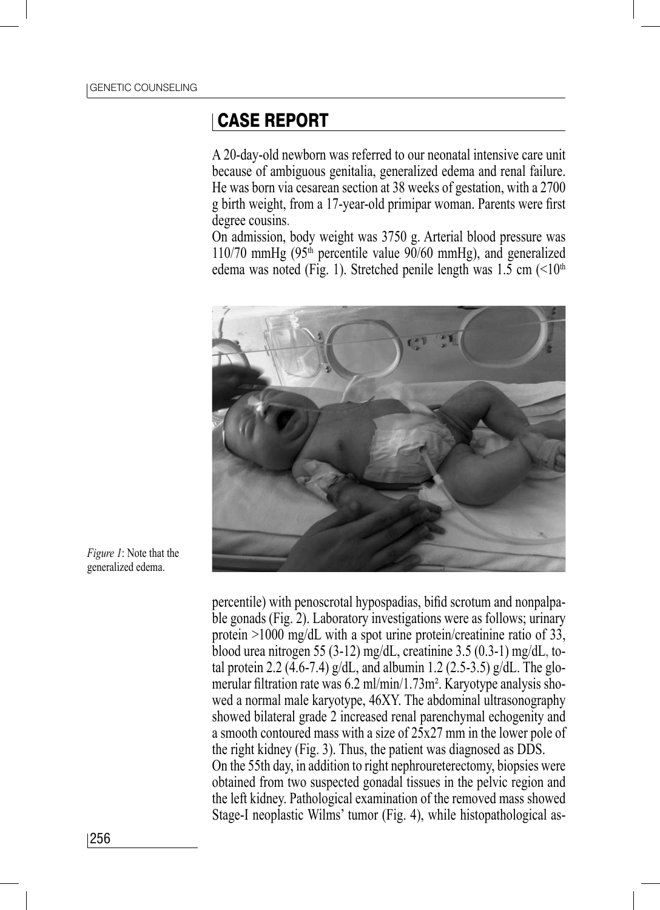## CASE REPORT

A 20-day-old newborn was referred to our neonatal intensive care unit because of ambiguous genitalia, generalized edema and renal failure. He was born via cesarean section at 38 weeks of gestation, with a 2700 g birth weight, from a 17-year-old primipar woman. Parents were first degree cousins.

On admission, body weight was 3750 g. Arterial blood pressure was 110/70 mmHg (95th percentile value 90/60 mmHg), and generalized edema was noted (Fig. 1). Stretched penile length was 1.5 cm (<10th percentile) with penoscrotal hypospadias, bifid scrotum and nonpalpable gonads (Fig. 2). Laboratory investigations were as follows; urinary protein >1000 mg/dL with a spot urine protein/creatinine ratio of 33, blood urea nitrogen 55 (3-12) mg/dL, creatinine 3.5 (0.3-1) mg/dL, total protein 2.2 (4.6-7.4) g/dL, and albumin 1.2 (2.5-3.5) g/dL. The glomerular filtration rate was 6.2 ml/min/1.73m². Karyotype analysis showed a normal male karyotype, 46XY. The abdominal ultrasonography showed bilateral grade 2 increased renal parenchymal echogenity and a smooth contoured mass with a size of 25x27 mm in the lower pole of the right kidney (Fig. 3). Thus, the patient was diagnosed as DDS.

On the 55th day, in addition to right nephroureterectomy, biopsies were obtained from two suspected gonadal tissues in the pelvic region and the left kidney. Pathological examination of the removed mass showed Stage-I neoplastic Wilms' tumor (Fig. 4), while histopathological as-

*Figure 1*: Note that the generalized edema.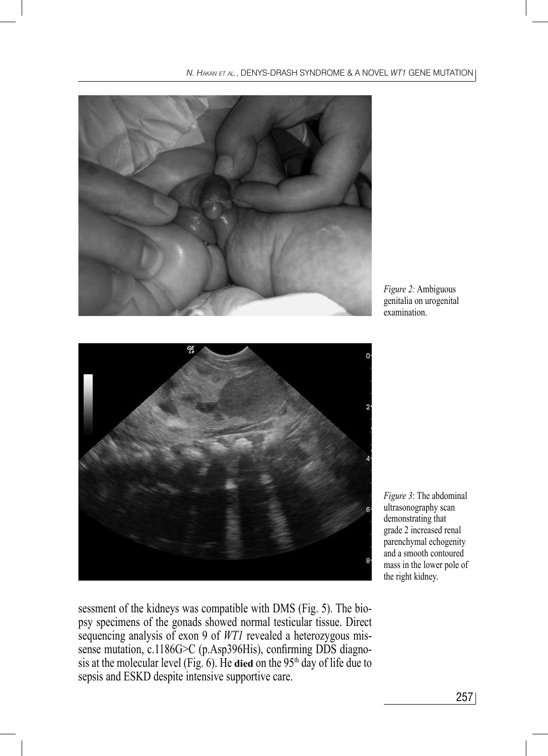*Figure 2:* Ambiguous genitalia on urogenital examination.

*Figure 3*: The abdominal ultrasonography scan demonstrating that grade 2 increased renal parenchymal echogenity and a smooth contoured mass in the lower pole of the right kidney.

sessment of the kidneys was compatible with DMS (Fig. 5). The biopsy specimens of the gonads showed normal testicular tissue. Direct sequencing analysis of exon 9 of *WT1* revealed a heterozygous missense mutation, c.1186G>C (p.Asp396His), confirming DDS diagnosis at the molecular level (Fig. 6). He **died** on the 95th day of life due to sepsis and ESKD despite intensive supportive care.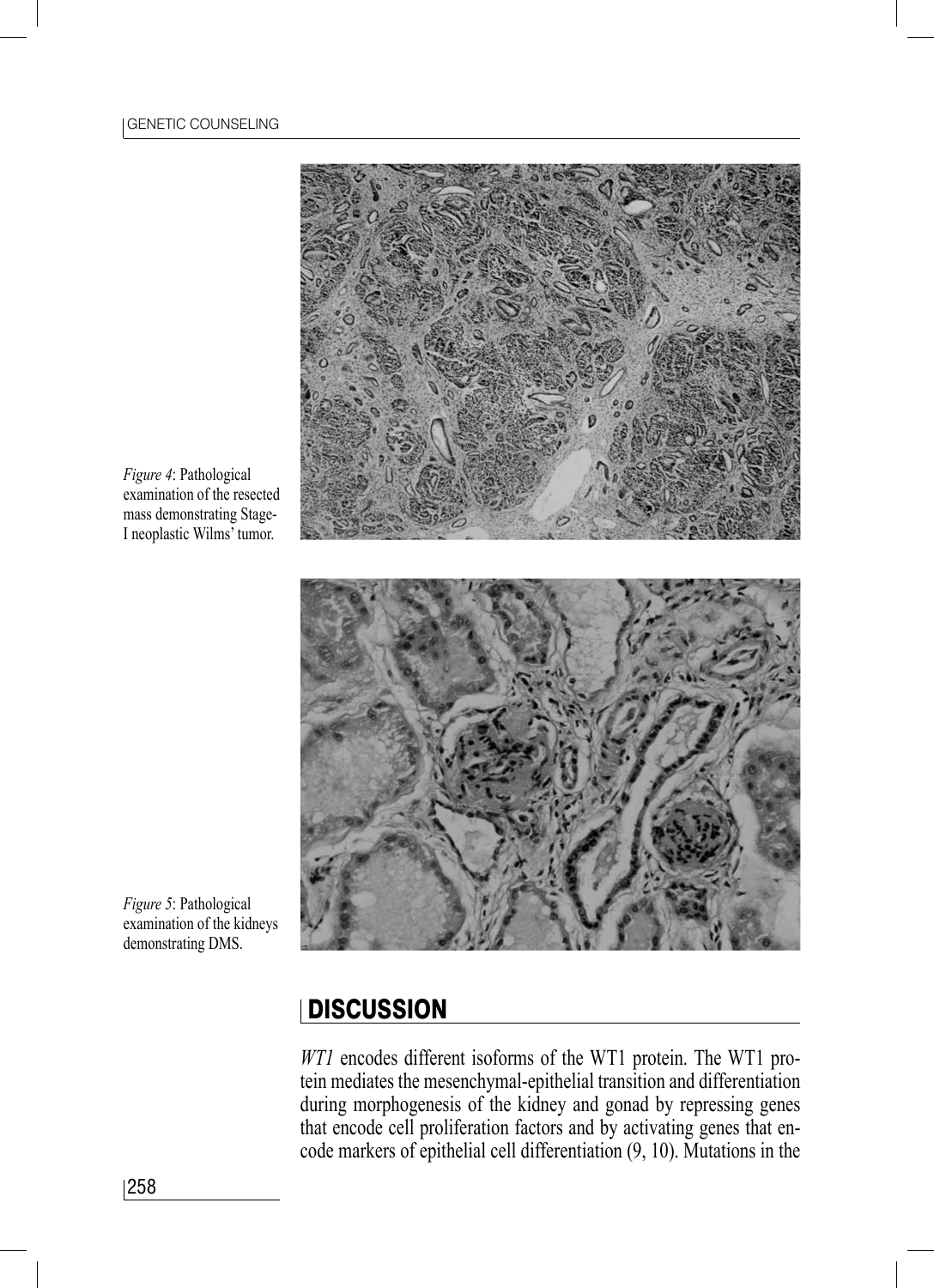*Figure 4*: Pathological examination of the resected mass demonstrating Stage-I neoplastic Wilms' tumor.

*Figure 5*: Pathological examination of the kidneys demonstrating DMS.

## DISCUSSION

*WT1* encodes different isoforms of the WT1 protein. The WT1 protein mediates the mesenchymal-epithelial transition and differentiation during morphogenesis of the kidney and gonad by repressing genes that encode cell proliferation factors and by activating genes that encode markers of epithelial cell differentiation (9, 10). Mutations in the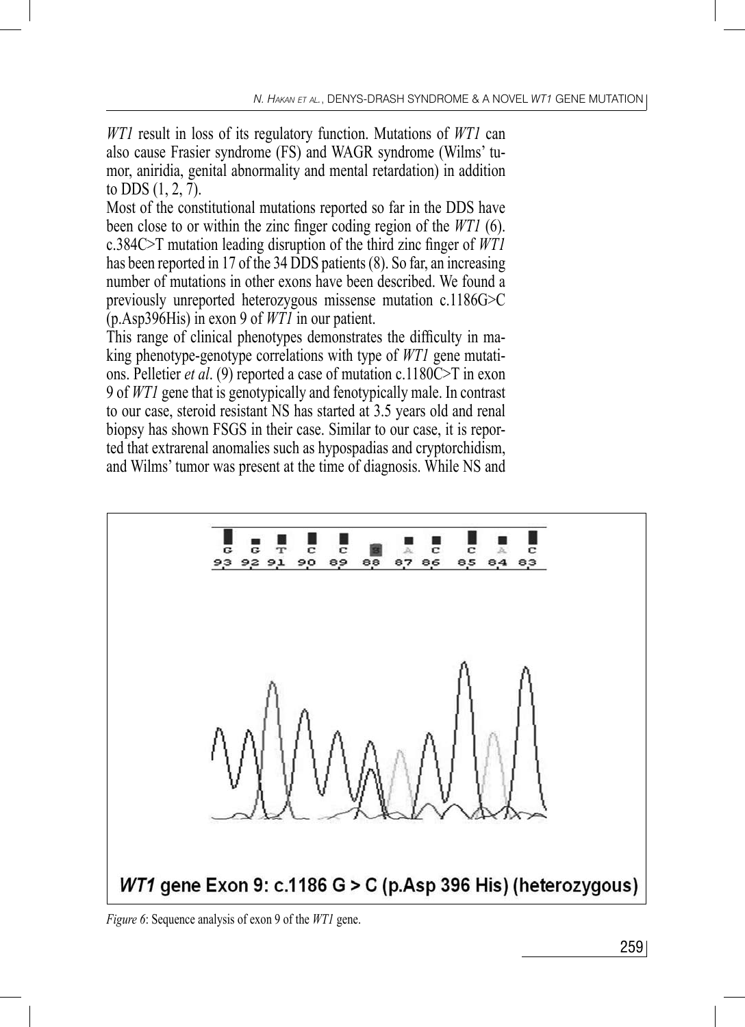*WT1* result in loss of its regulatory function. Mutations of *WT1* can also cause Frasier syndrome (FS) and WAGR syndrome (Wilms' tumor, aniridia, genital abnormality and mental retardation) in addition to DDS (1, 2, 7).

Most of the constitutional mutations reported so far in the DDS have been close to or within the zinc finger coding region of the *WT1* (6). c.384C>T mutation leading disruption of the third zinc finger of *WT1* has been reported in 17 of the 34 DDS patients (8). So far, an increasing number of mutations in other exons have been described. We found a previously unreported heterozygous missense mutation c.1186G>C (p.Asp396His) in exon 9 of *WT1* in our patient.

This range of clinical phenotypes demonstrates the difficulty in making phenotype-genotype correlations with type of *WT1* gene mutations. Pelletier *et al*. (9) reported a case of mutation c.1180C>T in exon 9 of *WT1* gene that is genotypically and fenotypically male. In contrast to our case, steroid resistant NS has started at 3.5 years old and renal biopsy has shown FSGS in their case. Similar to our case, it is reported that extrarenal anomalies such as hypospadias and cryptorchidism, and Wilms' tumor was present at the time of diagnosis. While NS and

**WT1 gene Exon 9: c.1186 G > C (p.Asp 396 His) (heterozygous)**

*Figure 6*: Sequence analysis of exon 9 of the *WT1* gene.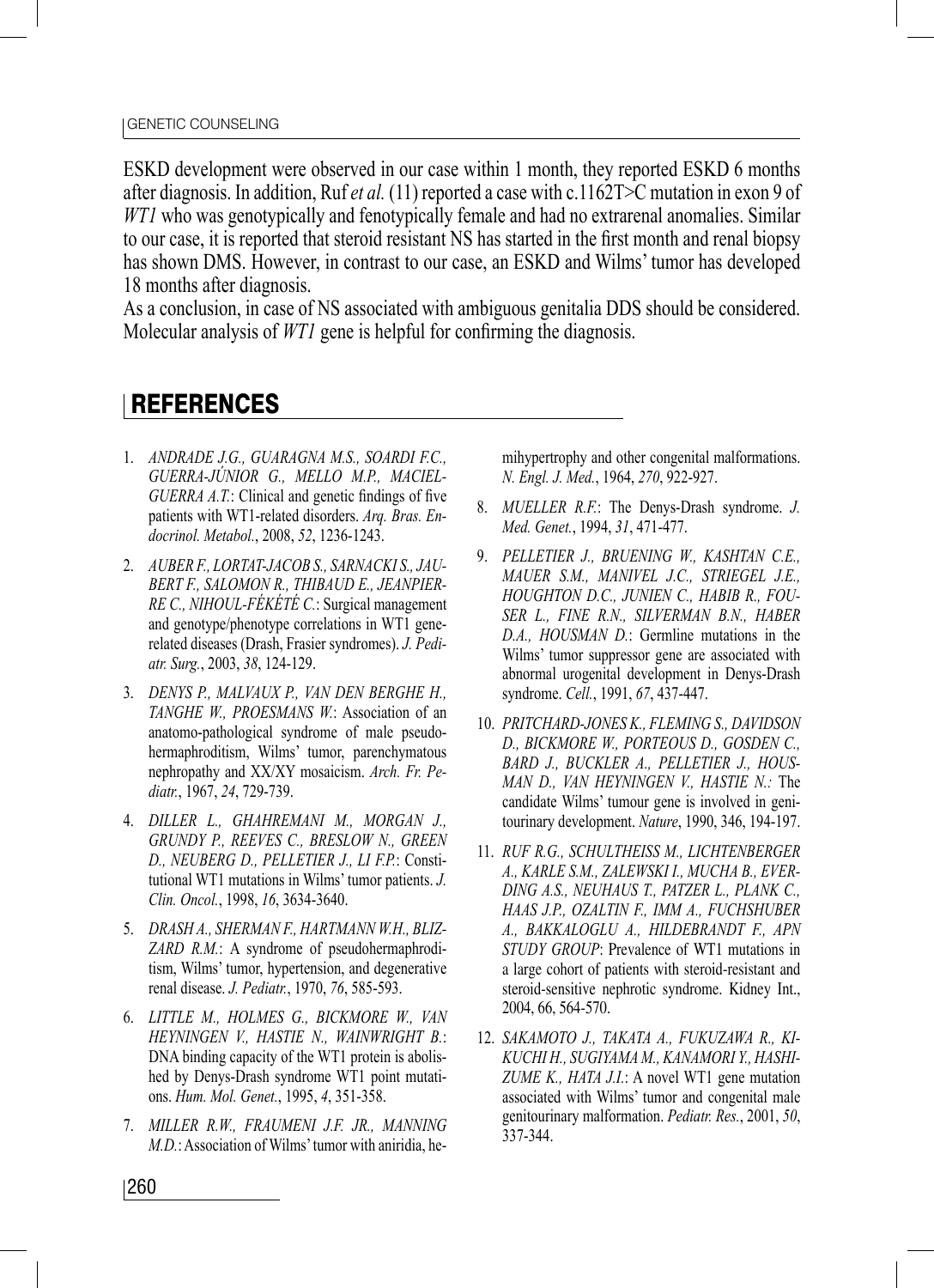ESKD development were observed in our case within 1 month, they reported ESKD 6 months after diagnosis. In addition, Ruf *et al.* (11) reported a case with c.1162T>C mutation in exon 9 of *WT1* who was genotypically and fenotypically female and had no extrarenal anomalies. Similar to our case, it is reported that steroid resistant NS has started in the first month and renal biopsy has shown DMS. However, in contrast to our case, an ESKD and Wilms' tumor has developed 18 months after diagnosis.

As a conclusion, in case of NS associated with ambiguous genitalia DDS should be considered. Molecular analysis of *WT1* gene is helpful for confirming the diagnosis.

## REFERENCES

1. *ANDRADE J.G., GUARAGNA M.S., SOARDI F.C., GUERRA-JÚNIOR G., MELLO M.P., MACIEL-GUERRA A.T.*: Clinical and genetic findings of five patients with WT1-related disorders. *Arq. Bras. Endocrinol. Metabol.*, 2008, *52*, 1236-1243.
2. *AUBER F., LORTAT-JACOB S., SARNACKI S., JAUBERT F., SALOMON R., THIBAUD E., JEANPIERRE C., NIHOUL-FÉKÉTÉ C.*: Surgical management and genotype/phenotype correlations in WT1 gene-related diseases (Drash, Frasier syndromes). *J. Pediatr. Surg.*, 2003, *38*, 124-129.
3. *DENYS P., MALVAUX P., VAN DEN BERGHE H., TANGHE W., PROESMANS W.*: Association of an anatomo-pathological syndrome of male pseudohermaphroditism, Wilms' tumor, parenchymatous nephropathy and XX/XY mosaicism. *Arch. Fr. Pediatr.*, 1967, *24*, 729-739.
4. *DILLER L., GHAHREMANI M., MORGAN J., GRUNDY P., REEVES C., BRESLOW N., GREEN D., NEUBERG D., PELLETIER J., LI F.P.*: Constitutional WT1 mutations in Wilms' tumor patients. *J. Clin. Oncol.*, 1998, *16*, 3634-3640.
5. *DRASH A., SHERMAN F., HARTMANN W.H., BLIZZARD R.M.*: A syndrome of pseudohermaphroditism, Wilms' tumor, hypertension, and degenerative renal disease. *J. Pediatr.*, 1970, *76*, 585-593.
6. *LITTLE M., HOLMES G., BICKMORE W., VAN HEYNINGEN V., HASTIE N., WAINWRIGHT B.*: DNA binding capacity of the WT1 protein is abolished by Denys-Drash syndrome WT1 point mutations. *Hum. Mol. Genet.*, 1995, *4*, 351-358.
7. *MILLER R.W., FRAUMENI J.F. JR., MANNING M.D.*: Association of Wilms' tumor with aniridia, hemihypertrophy and other congenital malformations. *N. Engl. J. Med.*, 1964, *270*, 922-927.
8. *MUELLER R.F.*: The Denys-Drash syndrome. *J. Med. Genet.*, 1994, *31*, 471-477.
9. *PELLETIER J., BRUENING W., KASHTAN C.E., MAUER S.M., MANIVEL J.C., STRIEGEL J.E., HOUGHTON D.C., JUNIEN C., HABIB R., FOUSER L., FINE R.N., SILVERMAN B.N., HABER D.A., HOUSMAN D.*: Germline mutations in the Wilms' tumor suppressor gene are associated with abnormal urogenital development in Denys-Drash syndrome. *Cell.*, 1991, *67*, 437-447.
10. *PRITCHARD-JONES K., FLEMING S., DAVIDSON D., BICKMORE W., PORTEOUS D., GOSDEN C., BARD J., BUCKLER A., PELLETIER J., HOUSMAN D., VAN HEYNINGEN V., HASTIE N.:* The candidate Wilms' tumour gene is involved in genitourinary development. *Nature*, 1990, 346, 194-197.
11. *RUF R.G., SCHULTHEISS M., LICHTENBERGER A., KARLE S.M., ZALEWSKI I., MUCHA B., EVERDING A.S., NEUHAUS T., PATZER L., PLANK C., HAAS J.P., OZALTIN F., IMM A., FUCHSHUBER A., BAKKALOGLU A., HILDEBRANDT F., APN STUDY GROUP*: Prevalence of WT1 mutations in a large cohort of patients with steroid-resistant and steroid-sensitive nephrotic syndrome. Kidney Int., 2004, 66, 564-570.
12. *SAKAMOTO J., TAKATA A., FUKUZAWA R., KIKUCHI H., SUGIYAMA M., KANAMORI Y., HASHIZUME K., HATA J.I.*: A novel WT1 gene mutation associated with Wilms' tumor and congenital male genitourinary malformation. *Pediatr. Res.*, 2001, *50*, 337-344.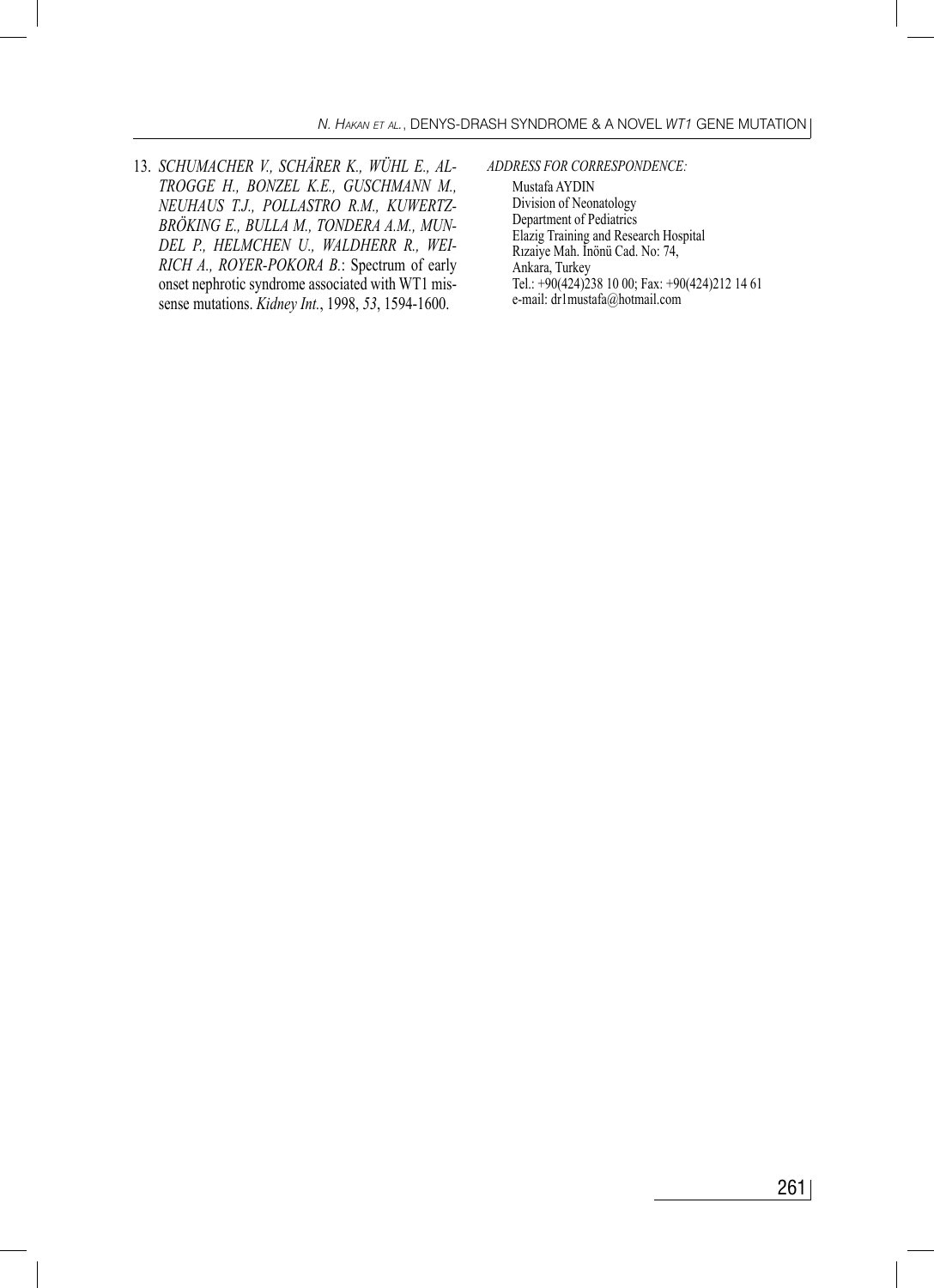13. *SCHUMACHER V., SCHÄRER K., WÜHL E., ALTROGGE H., BONZEL K.E., GUSCHMANN M., NEUHAUS T.J., POLLASTRO R.M., KUWERTZ-BRÖKING E., BULLA M., TONDERA A.M., MUNDEL P., HELMCHEN U., WALDHERR R., WEIRICH A., ROYER-POKORA B.*: Spectrum of early onset nephrotic syndrome associated with WT1 missense mutations. *Kidney Int.*, 1998, *53*, 1594-1600.

*ADDRESS FOR CORRESPONDENCE:*

Mustafa AYDIN
Division of Neonatology
Department of Pediatrics
Elazig Training and Research Hospital
Rızaiye Mah. İnönü Cad. No: 74,
Ankara, Turkey
Tel.: +90(424)238 10 00; Fax: +90(424)212 14 61
e-mail: dr1mustafa@hotmail.com